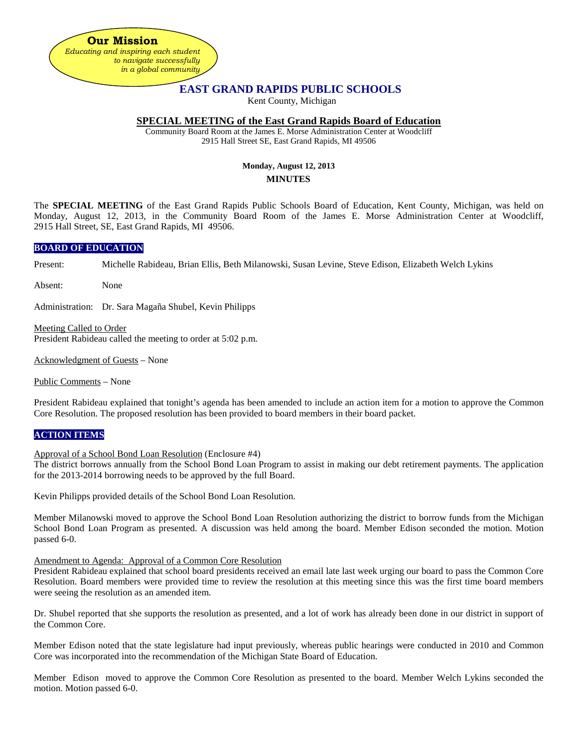**Our Mission**
*Educating and inspiring each student to navigate successfully in a global community*

# EAST GRAND RAPIDS PUBLIC SCHOOLS

Kent County, Michigan

## SPECIAL MEETING of the East Grand Rapids Board of Education

Community Board Room at the James E. Morse Administration Center at Woodcliff
2915 Hall Street SE, East Grand Rapids, MI 49506

**Monday, August 12, 2013**

**MINUTES**

The **SPECIAL MEETING** of the East Grand Rapids Public Schools Board of Education, Kent County, Michigan, was held on Monday, August 12, 2013, in the Community Board Room of the James E. Morse Administration Center at Woodcliff, 2915 Hall Street, SE, East Grand Rapids, MI 49506.

### BOARD OF EDUCATION

Present: Michelle Rabideau, Brian Ellis, Beth Milanowski, Susan Levine, Steve Edison, Elizabeth Welch Lykins

Absent: None

Administration: Dr. Sara Magaña Shubel, Kevin Philipps

Meeting Called to Order
President Rabideau called the meeting to order at 5:02 p.m.

Acknowledgment of Guests – None

Public Comments – None

President Rabideau explained that tonight's agenda has been amended to include an action item for a motion to approve the Common Core Resolution. The proposed resolution has been provided to board members in their board packet.

### ACTION ITEMS

Approval of a School Bond Loan Resolution (Enclosure #4)
The district borrows annually from the School Bond Loan Program to assist in making our debt retirement payments. The application for the 2013-2014 borrowing needs to be approved by the full Board.

Kevin Philipps provided details of the School Bond Loan Resolution.

Member Milanowski moved to approve the School Bond Loan Resolution authorizing the district to borrow funds from the Michigan School Bond Loan Program as presented. A discussion was held among the board. Member Edison seconded the motion. Motion passed 6-0.

Amendment to Agenda: Approval of a Common Core Resolution
President Rabideau explained that school board presidents received an email late last week urging our board to pass the Common Core Resolution. Board members were provided time to review the resolution at this meeting since this was the first time board members were seeing the resolution as an amended item.

Dr. Shubel reported that she supports the resolution as presented, and a lot of work has already been done in our district in support of the Common Core.

Member Edison noted that the state legislature had input previously, whereas public hearings were conducted in 2010 and Common Core was incorporated into the recommendation of the Michigan State Board of Education.

Member Edison moved to approve the Common Core Resolution as presented to the board. Member Welch Lykins seconded the motion. Motion passed 6-0.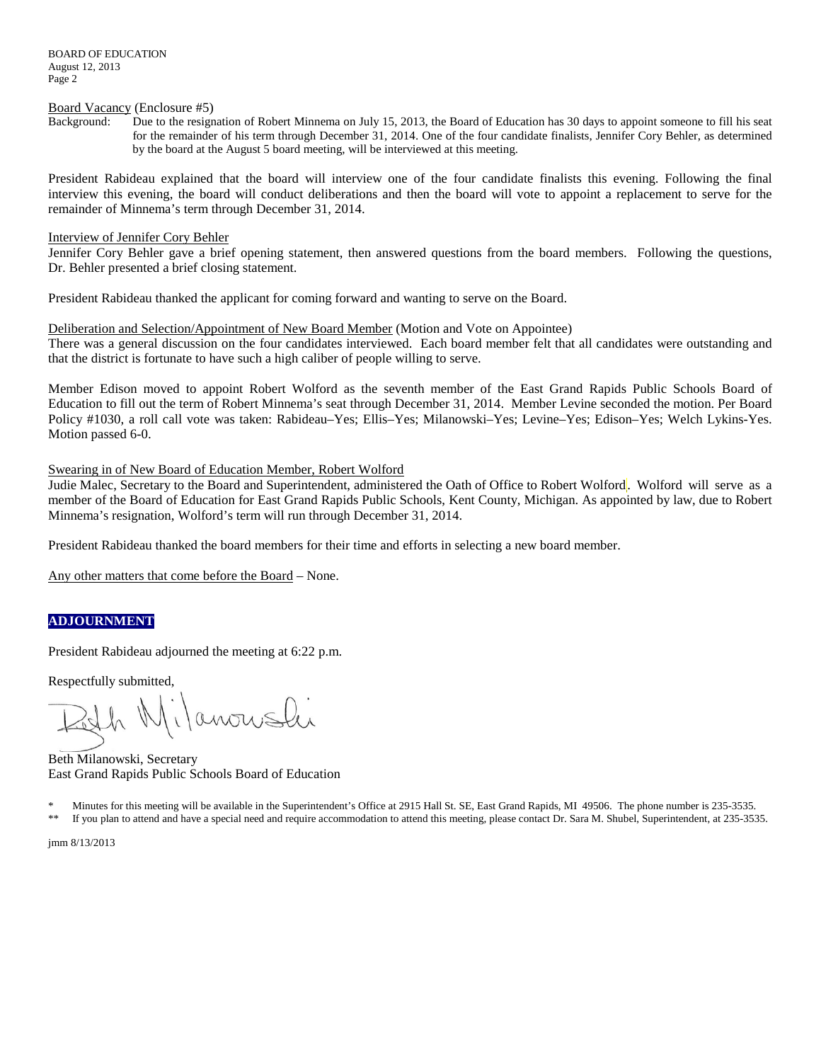Board Vacancy (Enclosure #5)

Background: Due to the resignation of Robert Minnema on July 15, 2013, the Board of Education has 30 days to appoint someone to fill his seat for the remainder of his term through December 31, 2014. One of the four candidate finalists, Jennifer Cory Behler, as determined by the board at the August 5 board meeting, will be interviewed at this meeting.

President Rabideau explained that the board will interview one of the four candidate finalists this evening. Following the final interview this evening, the board will conduct deliberations and then the board will vote to appoint a replacement to serve for the remainder of Minnema's term through December 31, 2014.

Interview of Jennifer Cory Behler

Jennifer Cory Behler gave a brief opening statement, then answered questions from the board members. Following the questions, Dr. Behler presented a brief closing statement.

President Rabideau thanked the applicant for coming forward and wanting to serve on the Board.

Deliberation and Selection/Appointment of New Board Member (Motion and Vote on Appointee)

There was a general discussion on the four candidates interviewed. Each board member felt that all candidates were outstanding and that the district is fortunate to have such a high caliber of people willing to serve.

Member Edison moved to appoint Robert Wolford as the seventh member of the East Grand Rapids Public Schools Board of Education to fill out the term of Robert Minnema's seat through December 31, 2014. Member Levine seconded the motion. Per Board Policy #1030, a roll call vote was taken: Rabideau–Yes; Ellis–Yes; Milanowski–Yes; Levine–Yes; Edison–Yes; Welch Lykins-Yes. Motion passed 6-0.

Swearing in of New Board of Education Member, Robert Wolford

Judie Malec, Secretary to the Board and Superintendent, administered the Oath of Office to Robert Wolford. Wolford will serve as a member of the Board of Education for East Grand Rapids Public Schools, Kent County, Michigan. As appointed by law, due to Robert Minnema's resignation, Wolford's term will run through December 31, 2014.

President Rabideau thanked the board members for their time and efforts in selecting a new board member.

Any other matters that come before the Board – None.

## ADJOURNMENT

President Rabideau adjourned the meeting at 6:22 p.m.

Respectfully submitted,

Beth Milanowski

Beth Milanowski, Secretary
East Grand Rapids Public Schools Board of Education

\* Minutes for this meeting will be available in the Superintendent's Office at 2915 Hall St. SE, East Grand Rapids, MI 49506. The phone number is 235-3535.

\*\* If you plan to attend and have a special need and require accommodation to attend this meeting, please contact Dr. Sara M. Shubel, Superintendent, at 235-3535.

jmm 8/13/2013